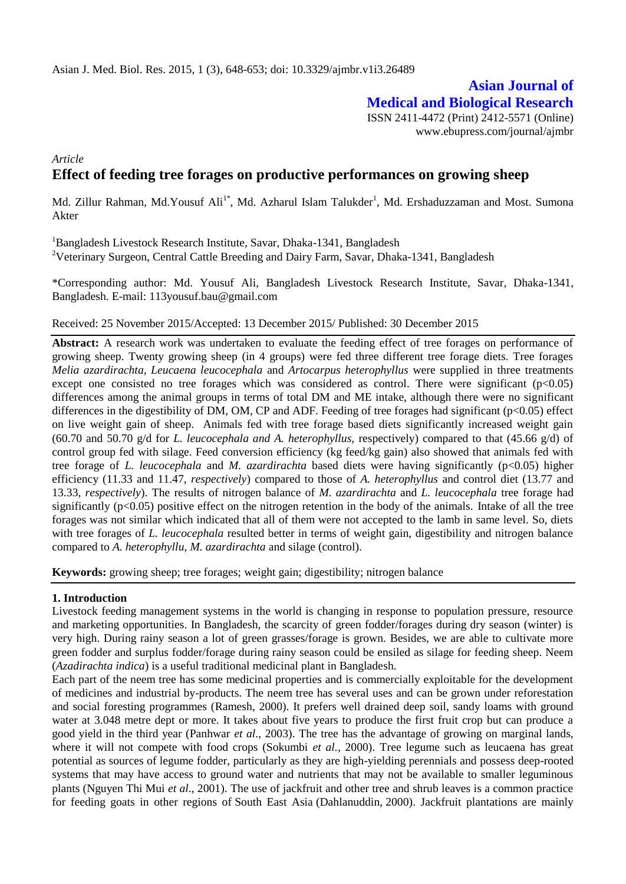**Asian Journal of Medical and Biological Research**

ISSN 2411-4472 (Print) 2412-5571 (Online)
www.ebupress.com/journal/ajmbr

*Article*

# Effect of feeding tree forages on productive performances on growing sheep

Md. Zillur Rahman, Md.Yousuf Ali[1*], Md. Azharul Islam Talukder[1], Md. Ershaduzzaman and Most. Sumona Akter

[1]Bangladesh Livestock Research Institute, Savar, Dhaka-1341, Bangladesh
[2]Veterinary Surgeon, Central Cattle Breeding and Dairy Farm, Savar, Dhaka-1341, Bangladesh

*Corresponding author: Md. Yousuf Ali, Bangladesh Livestock Research Institute, Savar, Dhaka-1341, Bangladesh. E-mail: 113yousuf.bau@gmail.com

Received: 25 November 2015/Accepted: 13 December 2015/ Published: 30 December 2015

**Abstract:** A research work was undertaken to evaluate the feeding effect of tree forages on performance of growing sheep. Twenty growing sheep (in 4 groups) were fed three different tree forage diets. Tree forages *Melia azardirachta*, *Leucaena leucocephala* and *Artocarpus heterophyllus* were supplied in three treatments except one consisted no tree forages which was considered as control. There were significant ($p<0.05$) differences among the animal groups in terms of total DM and ME intake, although there were no significant differences in the digestibility of DM, OM, CP and ADF. Feeding of tree forages had significant ($p<0.05$) effect on live weight gain of sheep. Animals fed with tree forage based diets significantly increased weight gain (60.70 and 50.70 g/d for *L. leucocephala and A. heterophyllus,* respectively) compared to that (45.66 g/d) of control group fed with silage. Feed conversion efficiency (kg feed/kg gain) also showed that animals fed with tree forage of *L. leucocephala* and *M. azardirachta* based diets were having significantly ($p<0.05$) higher efficiency (11.33 and 11.47, *respectively*) compared to those of *A. heterophyllus* and control diet (13.77 and 13.33, *respectively*). The results of nitrogen balance of *M. azardirachta* and *L. leucocephala* tree forage had significantly ($p<0.05$) positive effect on the nitrogen retention in the body of the animals. Intake of all the tree forages was not similar which indicated that all of them were not accepted to the lamb in same level. So, diets with tree forages of *L. leucocephala* resulted better in terms of weight gain, digestibility and nitrogen balance compared to *A. heterophyllu, M. azardirachta* and silage (control).

**Keywords:** growing sheep; tree forages; weight gain; digestibility; nitrogen balance

## 1. Introduction

Livestock feeding management systems in the world is changing in response to population pressure, resource and marketing opportunities. In Bangladesh, the scarcity of green fodder/forages during dry season (winter) is very high. During rainy season a lot of green grasses/forage is grown. Besides, we are able to cultivate more green fodder and surplus fodder/forage during rainy season could be ensiled as silage for feeding sheep. Neem (*Azadirachta indica*) is a useful traditional medicinal plant in Bangladesh.

Each part of the neem tree has some medicinal properties and is commercially exploitable for the development of medicines and industrial by-products. The neem tree has several uses and can be grown under reforestation and social foresting programmes (Ramesh, 2000). It prefers well drained deep soil, sandy loams with ground water at 3.048 metre dept or more. It takes about five years to produce the first fruit crop but can produce a good yield in the third year (Panhwar *et al.*, 2003). The tree has the advantage of growing on marginal lands, where it will not compete with food crops (Sokumbi *et al.*, 2000). Tree legume such as leucaena has great potential as sources of legume fodder, particularly as they are high-yielding perennials and possess deep-rooted systems that may have access to ground water and nutrients that may not be available to smaller leguminous plants (Nguyen Thi Mui *et al*., 2001). The use of jackfruit and other tree and shrub leaves is a common practice for feeding goats in other regions of South East Asia (Dahlanuddin, 2000). Jackfruit plantations are mainly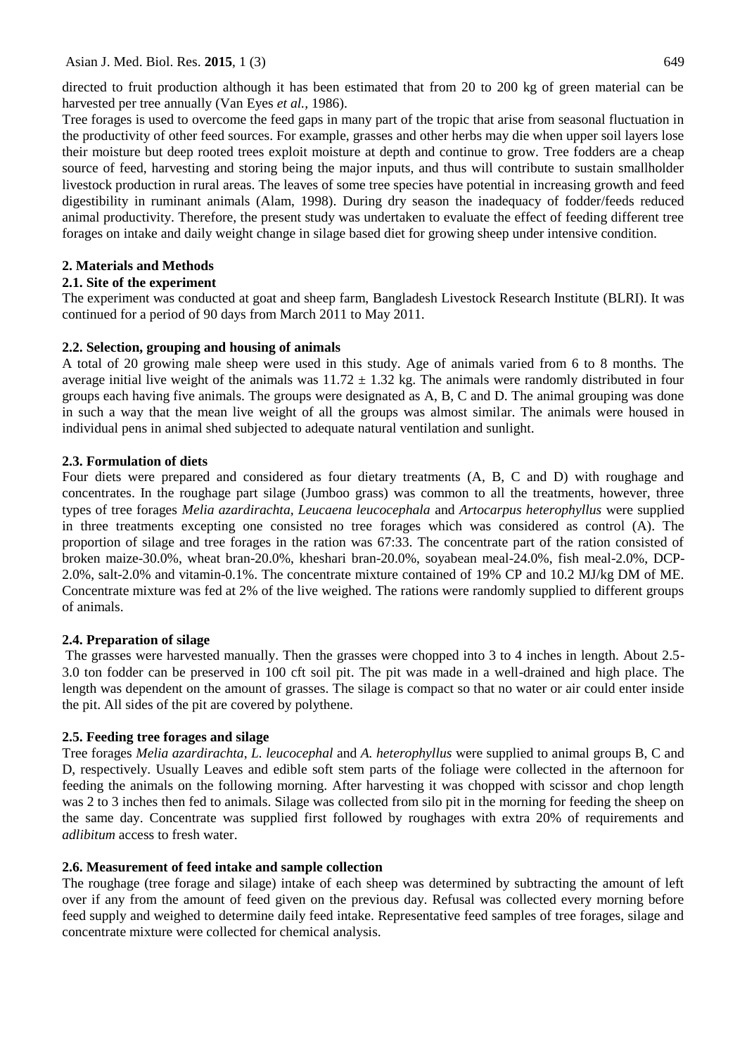directed to fruit production although it has been estimated that from 20 to 200 kg of green material can be harvested per tree annually (Van Eyes *et al.,* 1986).

Tree forages is used to overcome the feed gaps in many part of the tropic that arise from seasonal fluctuation in the productivity of other feed sources. For example, grasses and other herbs may die when upper soil layers lose their moisture but deep rooted trees exploit moisture at depth and continue to grow. Tree fodders are a cheap source of feed, harvesting and storing being the major inputs, and thus will contribute to sustain smallholder livestock production in rural areas. The leaves of some tree species have potential in increasing growth and feed digestibility in ruminant animals (Alam, 1998). During dry season the inadequacy of fodder/feeds reduced animal productivity. Therefore, the present study was undertaken to evaluate the effect of feeding different tree forages on intake and daily weight change in silage based diet for growing sheep under intensive condition.

## 2. Materials and Methods

### 2.1. Site of the experiment

The experiment was conducted at goat and sheep farm, Bangladesh Livestock Research Institute (BLRI). It was continued for a period of 90 days from March 2011 to May 2011.

### 2.2. Selection, grouping and housing of animals

A total of 20 growing male sheep were used in this study. Age of animals varied from 6 to 8 months. The average initial live weight of the animals was $11.72 \pm 1.32$ kg. The animals were randomly distributed in four groups each having five animals. The groups were designated as A, B, C and D. The animal grouping was done in such a way that the mean live weight of all the groups was almost similar. The animals were housed in individual pens in animal shed subjected to adequate natural ventilation and sunlight.

### 2.3. Formulation of diets

Four diets were prepared and considered as four dietary treatments (A, B, C and D) with roughage and concentrates. In the roughage part silage (Jumboo grass) was common to all the treatments, however, three types of tree forages *Melia azardirachta, Leucaena leucocephala* and *Artocarpus heterophyllus* were supplied in three treatments excepting one consisted no tree forages which was considered as control (A). The proportion of silage and tree forages in the ration was 67:33. The concentrate part of the ration consisted of broken maize-30.0%, wheat bran-20.0%, kheshari bran-20.0%, soyabean meal-24.0%, fish meal-2.0%, DCP-2.0%, salt-2.0% and vitamin-0.1%. The concentrate mixture contained of 19% CP and 10.2 MJ/kg DM of ME. Concentrate mixture was fed at 2% of the live weighed. The rations were randomly supplied to different groups of animals.

### 2.4. Preparation of silage

The grasses were harvested manually. Then the grasses were chopped into 3 to 4 inches in length. About 2.5-3.0 ton fodder can be preserved in 100 cft soil pit. The pit was made in a well-drained and high place. The length was dependent on the amount of grasses. The silage is compact so that no water or air could enter inside the pit. All sides of the pit are covered by polythene.

### 2.5. Feeding tree forages and silage

Tree forages *Melia azardirachta*, *L. leucocephal* and *A. heterophyllus* were supplied to animal groups B, C and D, respectively. Usually Leaves and edible soft stem parts of the foliage were collected in the afternoon for feeding the animals on the following morning. After harvesting it was chopped with scissor and chop length was 2 to 3 inches then fed to animals. Silage was collected from silo pit in the morning for feeding the sheep on the same day. Concentrate was supplied first followed by roughages with extra 20% of requirements and *adlibitum* access to fresh water.

### 2.6. Measurement of feed intake and sample collection

The roughage (tree forage and silage) intake of each sheep was determined by subtracting the amount of left over if any from the amount of feed given on the previous day. Refusal was collected every morning before feed supply and weighed to determine daily feed intake. Representative feed samples of tree forages, silage and concentrate mixture were collected for chemical analysis.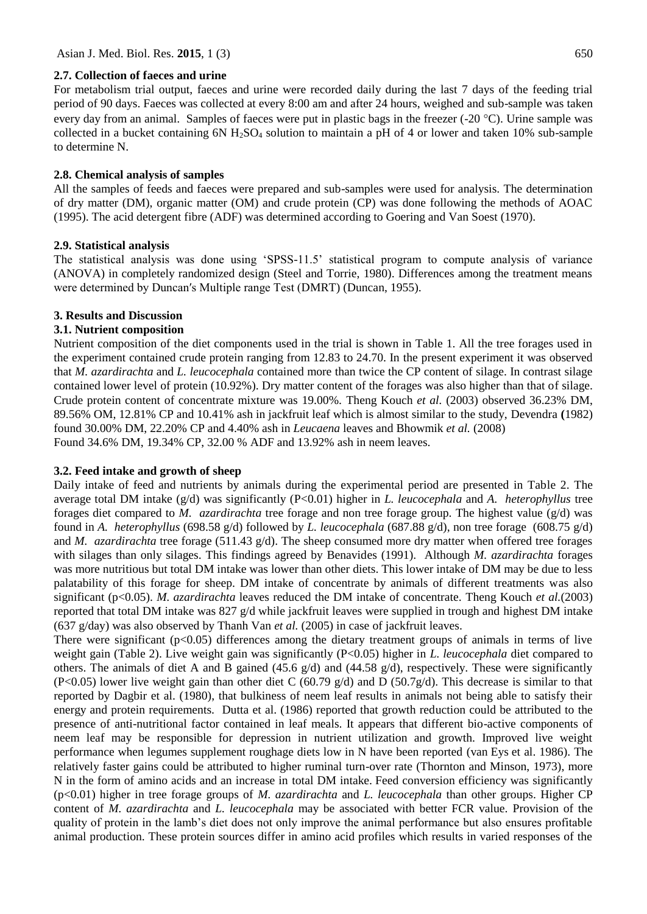### 2.7. Collection of faeces and urine

For metabolism trial output, faeces and urine were recorded daily during the last 7 days of the feeding trial period of 90 days. Faeces was collected at every 8:00 am and after 24 hours, weighed and sub-sample was taken every day from an animal. Samples of faeces were put in plastic bags in the freezer (-20 °C). Urine sample was collected in a bucket containing 6N $H_2SO_4$ solution to maintain a pH of 4 or lower and taken 10% sub-sample to determine N.

### 2.8. Chemical analysis of samples

All the samples of feeds and faeces were prepared and sub-samples were used for analysis. The determination of dry matter (DM), organic matter (OM) and crude protein (CP) was done following the methods of AOAC (1995). The acid detergent fibre (ADF) was determined according to Goering and Van Soest (1970).

### 2.9. Statistical analysis

The statistical analysis was done using 'SPSS-11.5' statistical program to compute analysis of variance (ANOVA) in completely randomized design (Steel and Torrie, 1980). Differences among the treatment means were determined by Duncan′s Multiple range Test (DMRT) (Duncan, 1955).

## 3. Results and Discussion

### 3.1. Nutrient composition

Nutrient composition of the diet components used in the trial is shown in Table 1. All the tree forages used in the experiment contained crude protein ranging from 12.83 to 24.70. In the present experiment it was observed that *M. azardirachta* and *L. leucocephala* contained more than twice the CP content of silage. In contrast silage contained lower level of protein (10.92%). Dry matter content of the forages was also higher than that of silage. Crude protein content of concentrate mixture was 19.00%. Theng Kouch *et al*. (2003) observed 36.23% DM, 89.56% OM, 12.81% CP and 10.41% ash in jackfruit leaf which is almost similar to the study, Devendra **(**1982) found 30.00% DM, 22.20% CP and 4.40% ash in *Leucaena* leaves and Bhowmik *et al.* (2008)
Found 34.6% DM, 19.34% CP, 32.00 % ADF and 13.92% ash in neem leaves.

### 3.2. Feed intake and growth of sheep

Daily intake of feed and nutrients by animals during the experimental period are presented in Table 2. The average total DM intake (g/d) was significantly ($P<0.01$) higher in *L. leucocephala* and *A. heterophyllus* tree forages diet compared to *M. azardirachta* tree forage and non tree forage group. The highest value (g/d) was found in *A. heterophyllus* (698.58 g/d) followed by *L. leucocephala* (687.88 g/d), non tree forage (608.75 g/d) and *M. azardirachta* tree forage (511.43 g/d). The sheep consumed more dry matter when offered tree forages with silages than only silages. This findings agreed by Benavides (1991). Although *M. azardirachta* forages was more nutritious but total DM intake was lower than other diets. This lower intake of DM may be due to less palatability of this forage for sheep. DM intake of concentrate by animals of different treatments was also significant ($p<0.05$). *M. azardirachta* leaves reduced the DM intake of concentrate. Theng Kouch *et al.*(2003) reported that total DM intake was 827 g/d while jackfruit leaves were supplied in trough and highest DM intake (637 g/day) was also observed by Thanh Van *et al.* (2005) in case of jackfruit leaves.

There were significant ($p<0.05$) differences among the dietary treatment groups of animals in terms of live weight gain (Table 2). Live weight gain was significantly ($P<0.05$) higher in *L. leucocephala* diet compared to others. The animals of diet A and B gained (45.6 g/d) and (44.58 g/d), respectively. These were significantly ($P<0.05$) lower live weight gain than other diet C (60.79 g/d) and D (50.7g/d). This decrease is similar to that reported by Dagbir et al. (1980), that bulkiness of neem leaf results in animals not being able to satisfy their energy and protein requirements. Dutta et al. (1986) reported that growth reduction could be attributed to the presence of anti-nutritional factor contained in leaf meals. It appears that different bio-active components of neem leaf may be responsible for depression in nutrient utilization and growth. Improved live weight performance when legumes supplement roughage diets low in N have been reported (van Eys et al. 1986). The relatively faster gains could be attributed to higher ruminal turn-over rate (Thornton and Minson, 1973), more N in the form of amino acids and an increase in total DM intake. Feed conversion efficiency was significantly ($p<0.01$) higher in tree forage groups of *M. azardirachta* and *L. leucocephala* than other groups. Higher CP content of *M. azardirachta* and *L. leucocephala* may be associated with better FCR value. Provision of the quality of protein in the lamb's diet does not only improve the animal performance but also ensures profitable animal production. These protein sources differ in amino acid profiles which results in varied responses of the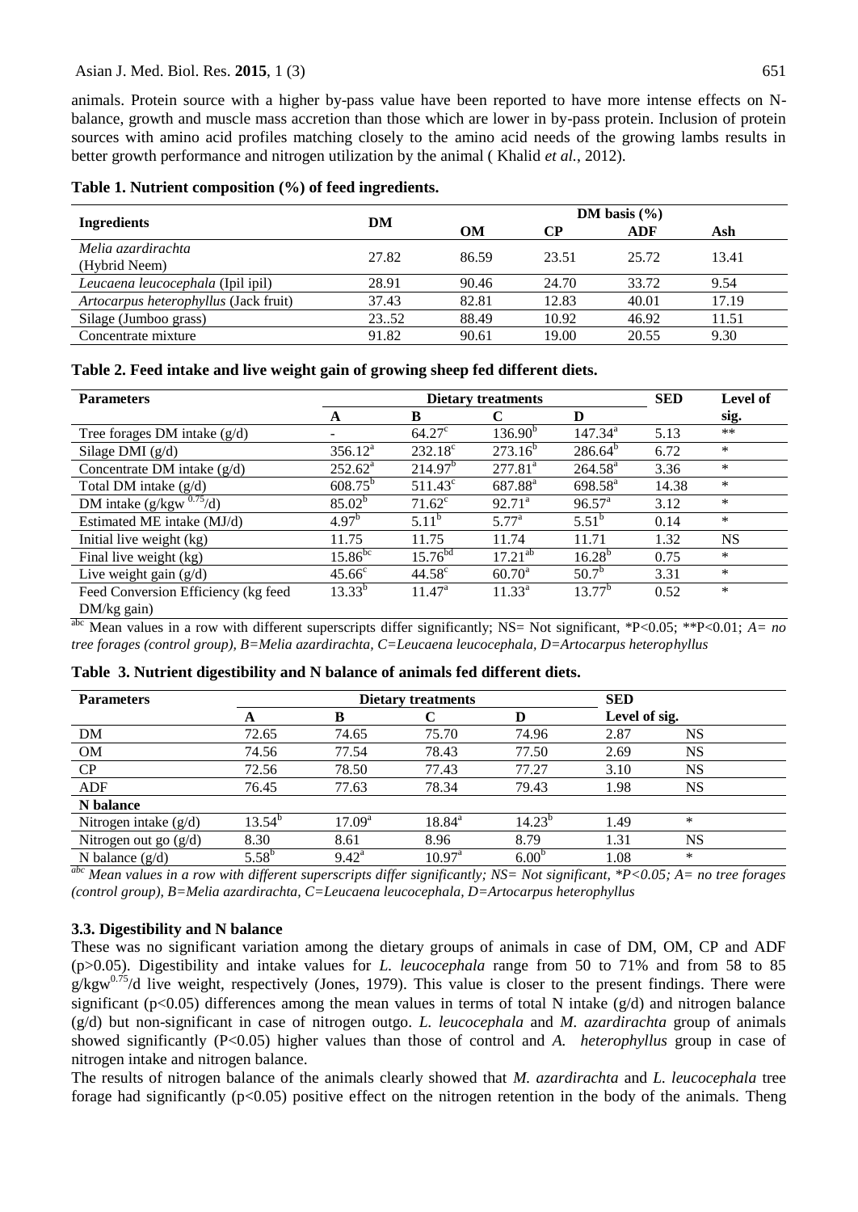animals. Protein source with a higher by-pass value have been reported to have more intense effects on N-balance, growth and muscle mass accretion than those which are lower in by-pass protein. Inclusion of protein sources with amino acid profiles matching closely to the amino acid needs of the growing lambs results in better growth performance and nitrogen utilization by the animal ( Khalid *et al.*, 2012).

**Table 1. Nutrient composition (%) of feed ingredients.**

| Ingredients | DM | DM basis (%) | | | |
|---|---|---|---|---|---|
| | | OM | CP | ADF | Ash |
| *Melia azardirachta* (Hybrid Neem) | 27.82 | 86.59 | 23.51 | 25.72 | 13.41 |
| *Leucaena leucocephala* (Ipil ipil) | 28.91 | 90.46 | 24.70 | 33.72 | 9.54 |
| *Artocarpus heterophyllus* (Jack fruit) | 37.43 | 82.81 | 12.83 | 40.01 | 17.19 |
| Silage (Jumboo grass) | 23..52 | 88.49 | 10.92 | 46.92 | 11.51 |
| Concentrate mixture | 91.82 | 90.61 | 19.00 | 20.55 | 9.30 |

**Table 2. Feed intake and live weight gain of growing sheep fed different diets.**

| Parameters | Dietary treatments | | | | SED | Level of sig. |
|---|---|---|---|---|---|---|
| | A | B | C | D | | |
| Tree forages DM intake (g/d) | - | $64.27^{c}$ | $136.90^{b}$ | $147.34^{a}$ | 5.13 | ** |
| Silage DMI (g/d) | $356.12^{a}$ | $232.18^{c}$ | $273.16^{b}$ | $286.64^{b}$ | 6.72 | * |
| Concentrate DM intake (g/d) | $252.62^{a}$ | $214.97^{b}$ | $277.81^{a}$ | $264.58^{a}$ | 3.36 | * |
| Total DM intake (g/d) | $608.75^{b}$ | $511.43^{c}$ | $687.88^{a}$ | $698.58^{a}$ | 14.38 | * |
| DM intake (g/kgw $^{0.75}$/d) | $85.02^{b}$ | $71.62^{c}$ | $92.71^{a}$ | $96.57^{a}$ | 3.12 | * |
| Estimated ME intake (MJ/d) | $4.97^{b}$ | $5.11^{b}$ | $5.77^{a}$ | $5.51^{b}$ | 0.14 | * |
| Initial live weight (kg) | 11.75 | 11.75 | 11.74 | 11.71 | 1.32 | NS |
| Final live weight (kg) | $15.86^{bc}$ | $15.76^{bd}$ | $17.21^{ab}$ | $16.28^{b}$ | 0.75 | * |
| Live weight gain (g/d) | $45.66^{c}$ | $44.58^{c}$ | $60.70^{a}$ | $50.7^{b}$ | 3.31 | * |
| Feed Conversion Efficiency (kg feed DM/kg gain) | $13.33^{b}$ | $11.47^{a}$ | $11.33^{a}$ | $13.77^{b}$ | 0.52 | * |

[abc] Mean values in a row with different superscripts differ significantly; NS= Not significant, *P<0.05; **P<0.01; *A= no tree forages (control group), B=Melia azardirachta, C=Leucaena leucocephala, D=Artocarpus heterophyllus*

**Table 3. Nutrient digestibility and N balance of animals fed different diets.**

| Parameters | Dietary treatments | | | | SED | Level of sig. |
|---|---|---|---|---|---|---|
| | A | B | C | D | | |
| DM | 72.65 | 74.65 | 75.70 | 74.96 | 2.87 | NS |
| OM | 74.56 | 77.54 | 78.43 | 77.50 | 2.69 | NS |
| CP | 72.56 | 78.50 | 77.43 | 77.27 | 3.10 | NS |
| ADF | 76.45 | 77.63 | 78.34 | 79.43 | 1.98 | NS |
| **N balance** | | | | | | |
| Nitrogen intake (g/d) | $13.54^{b}$ | $17.09^{a}$ | $18.84^{a}$ | $14.23^{b}$ | 1.49 | * |
| Nitrogen out go (g/d) | 8.30 | 8.61 | 8.96 | 8.79 | 1.31 | NS |
| N balance (g/d) | $5.58^{b}$ | $9.42^{a}$ | $10.97^{a}$ | $6.00^{b}$ | 1.08 | * |

*[abc] Mean values in a row with different superscripts differ significantly; NS= Not significant, *P<0.05; A= no tree forages (control group), B=Melia azardirachta, C=Leucaena leucocephala, D=Artocarpus heterophyllus*

### 3.3. Digestibility and N balance

These was no significant variation among the dietary groups of animals in case of DM, OM, CP and ADF (p>0.05). Digestibility and intake values for *L. leucocephala* range from 50 to 71% and from 58 to 85 g/kgw$^{0.75}$/d live weight, respectively (Jones, 1979). This value is closer to the present findings. There were significant (p<0.05) differences among the mean values in terms of total N intake (g/d) and nitrogen balance (g/d) but non-significant in case of nitrogen outgo. *L. leucocephala* and *M. azardirachta* group of animals showed significantly (P<0.05) higher values than those of control and *A. heterophyllus* group in case of nitrogen intake and nitrogen balance.

The results of nitrogen balance of the animals clearly showed that *M. azardirachta* and *L. leucocephala* tree forage had significantly (p<0.05) positive effect on the nitrogen retention in the body of the animals. Theng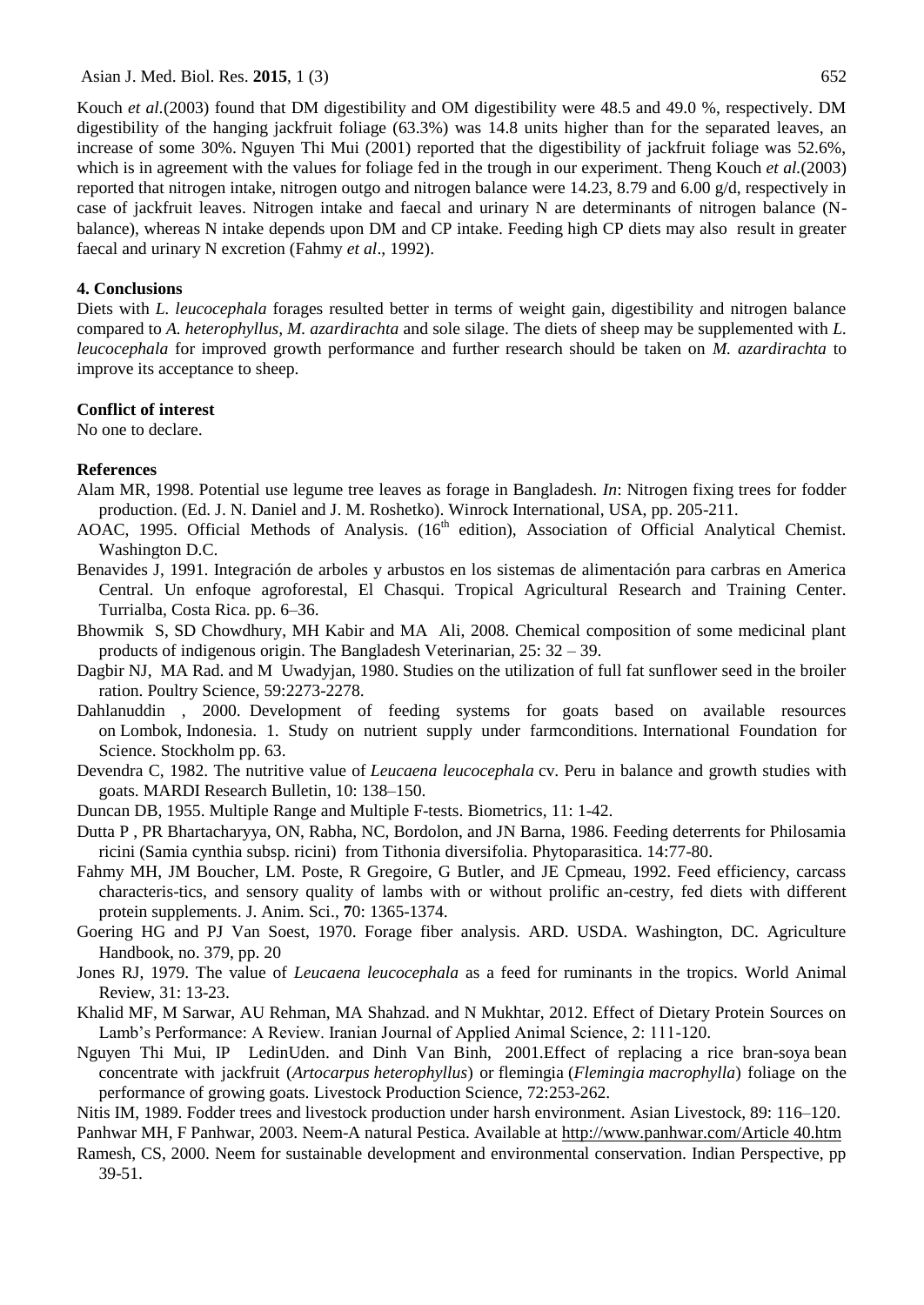Kouch *et al.*(2003) found that DM digestibility and OM digestibility were 48.5 and 49.0 %, respectively. DM digestibility of the hanging jackfruit foliage (63.3%) was 14.8 units higher than for the separated leaves, an increase of some 30%. Nguyen Thi Mui (2001) reported that the digestibility of jackfruit foliage was 52.6%, which is in agreement with the values for foliage fed in the trough in our experiment. Theng Kouch *et al.*(2003) reported that nitrogen intake, nitrogen outgo and nitrogen balance were 14.23, 8.79 and 6.00 g/d, respectively in case of jackfruit leaves. Nitrogen intake and faecal and urinary N are determinants of nitrogen balance (N-balance), whereas N intake depends upon DM and CP intake. Feeding high CP diets may also result in greater faecal and urinary N excretion (Fahmy *et al*., 1992).

## 4. Conclusions

Diets with *L. leucocephala* forages resulted better in terms of weight gain, digestibility and nitrogen balance compared to *A. heterophyllus, M. azardirachta* and sole silage. The diets of sheep may be supplemented with *L. leucocephala* for improved growth performance and further research should be taken on *M. azardirachta* to improve its acceptance to sheep.

## Conflict of interest

No one to declare.

## References

Alam MR, 1998. Potential use legume tree leaves as forage in Bangladesh. *In*: Nitrogen fixing trees for fodder production. (Ed. J. N. Daniel and J. M. Roshetko). Winrock International, USA, pp. 205-211.

AOAC, 1995. Official Methods of Analysis. (16th edition), Association of Official Analytical Chemist. Washington D.C.

Benavides J, 1991. Integración de arboles y arbustos en los sistemas de alimentación para carbras en America Central. Un enfoque agroforestal, El Chasqui. Tropical Agricultural Research and Training Center. Turrialba, Costa Rica. pp. 6–36.

Bhowmik S, SD Chowdhury, MH Kabir and MA Ali, 2008. Chemical composition of some medicinal plant products of indigenous origin. The Bangladesh Veterinarian, 25: 32 – 39.

Dagbir NJ, MA Rad. and M Uwadyjan, 1980. Studies on the utilization of full fat sunflower seed in the broiler ration. Poultry Science, 59:2273-2278.

Dahlanuddin , 2000. Development of feeding systems for goats based on available resources on Lombok, Indonesia. 1. Study on nutrient supply under farmconditions. International Foundation for Science. Stockholm pp. 63.

Devendra C, 1982. The nutritive value of *Leucaena leucocephala* cv. Peru in balance and growth studies with goats. MARDI Research Bulletin, 10: 138–150.

Duncan DB, 1955. Multiple Range and Multiple F-tests. Biometrics, 11: 1-42.

Dutta P , PR Bhartacharyya, ON, Rabha, NC, Bordolon, and JN Barna, 1986. Feeding deterrents for Philosamia ricini (Samia cynthia subsp. ricini) from Tithonia diversifolia. Phytoparasitica. 14:77-80.

Fahmy MH, JM Boucher, LM. Poste, R Gregoire, G Butler, and JE Cpmeau, 1992. Feed efficiency, carcass characteris-tics, and sensory quality of lambs with or without prolific an-cestry, fed diets with different protein supplements. J. Anim. Sci., **7**0: 1365-1374.

Goering HG and PJ Van Soest, 1970. Forage fiber analysis. ARD. USDA. Washington, DC. Agriculture Handbook, no. 379, pp. 20

Jones RJ, 1979. The value of *Leucaena leucocephala* as a feed for ruminants in the tropics. World Animal Review, 31: 13-23.

Khalid MF, M Sarwar, AU Rehman, MA Shahzad. and N Mukhtar, 2012. Effect of Dietary Protein Sources on Lamb's Performance: A Review. Iranian Journal of Applied Animal Science, 2: 111-120.

Nguyen Thi Mui, IP LedinUden. and Dinh Van Binh, 2001.Effect of replacing a rice bran-soya bean concentrate with jackfruit (*Artocarpus heterophyllus*) or flemingia (*Flemingia macrophylla*) foliage on the performance of growing goats. Livestock Production Science, 72:253-262.

Nitis IM, 1989. Fodder trees and livestock production under harsh environment. Asian Livestock, 89: 116–120.

Panhwar MH, F Panhwar, 2003. Neem-A natural Pestica. Available at http://www.panhwar.com/Article 40.htm

Ramesh, CS, 2000. Neem for sustainable development and environmental conservation. Indian Perspective, pp 39-51.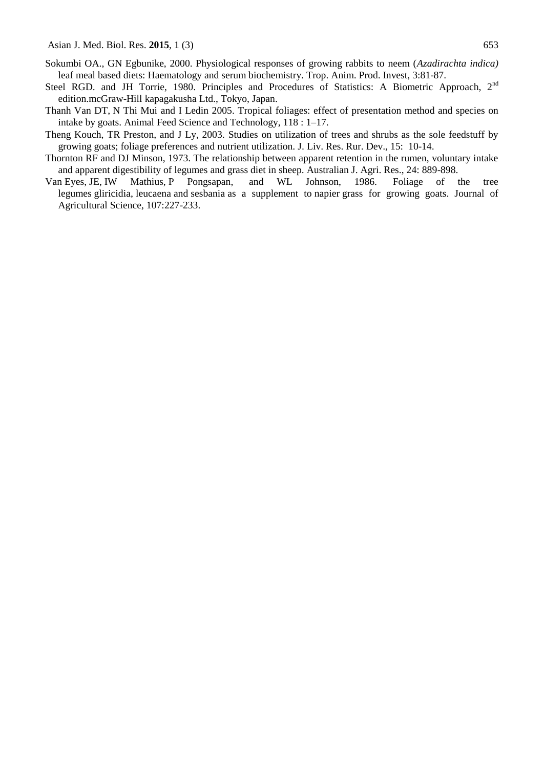Sokumbi OA., GN Egbunike, 2000. Physiological responses of growing rabbits to neem (*Azadirachta indica)* leaf meal based diets: Haematology and serum biochemistry. Trop. Anim. Prod. Invest, 3:81-87.

Steel RGD. and JH Torrie, 1980. Principles and Procedures of Statistics: A Biometric Approach, 2nd edition.mcGraw-Hill kapagakusha Ltd., Tokyo, Japan.

Thanh Van DT, N Thi Mui and I Ledin 2005. Tropical foliages: effect of presentation method and species on intake by goats. Animal Feed Science and Technology, 118 : 1–17.

Theng Kouch, TR Preston, and J Ly, 2003. Studies on utilization of trees and shrubs as the sole feedstuff by growing goats; foliage preferences and nutrient utilization. J. Liv. Res. Rur. Dev., 15: 10-14.

Thornton RF and DJ Minson, 1973. The relationship between apparent retention in the rumen, voluntary intake and apparent digestibility of legumes and grass diet in sheep. Australian J. Agri. Res., 24: 889-898.

Van Eyes, JE, IW Mathius, P Pongsapan, and WL Johnson, 1986. Foliage of the tree legumes gliricidia, leucaena and sesbania as a supplement to napier grass for growing goats. Journal of Agricultural Science, 107:227-233.